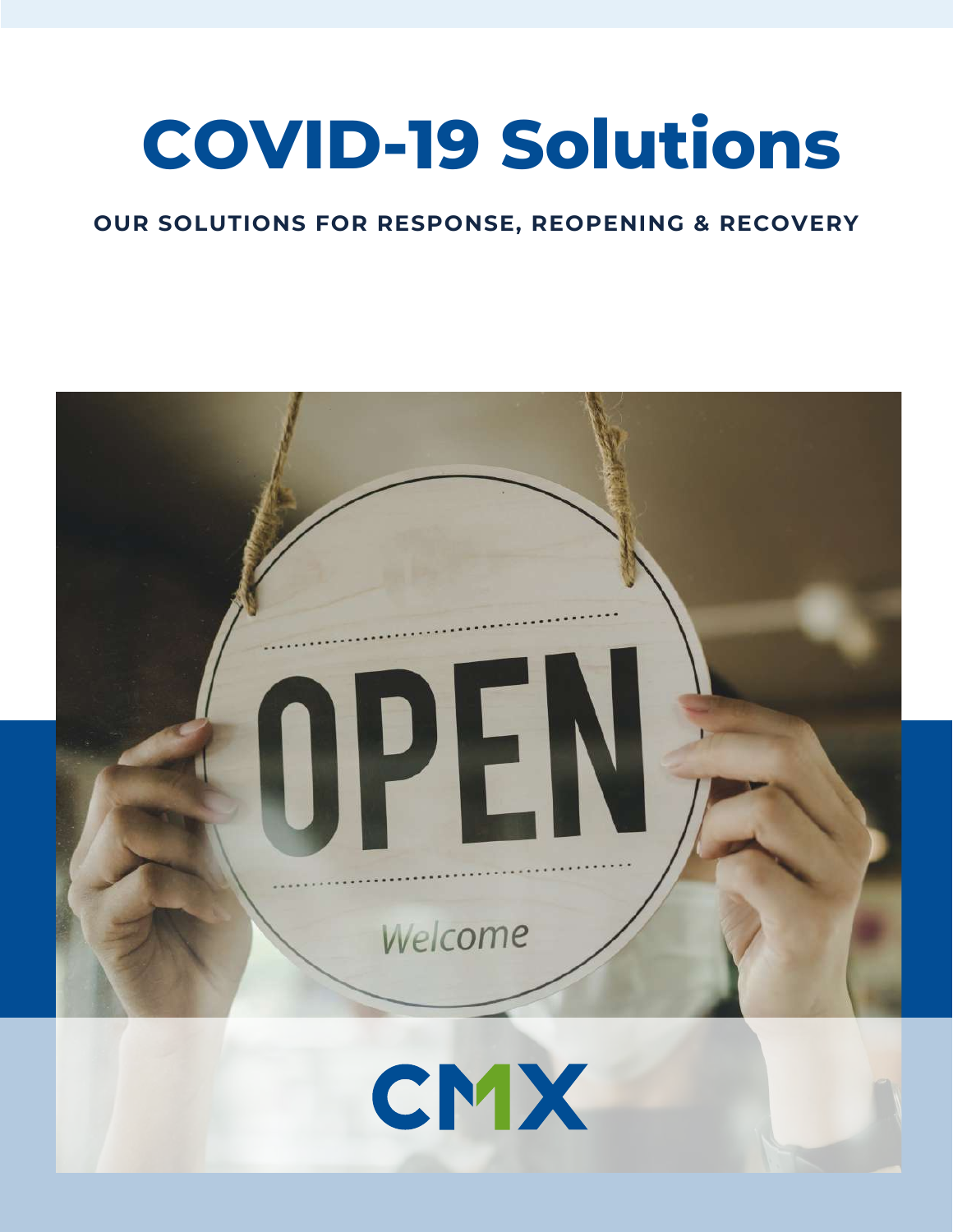# COVID-19 Solutions

**OUR SOLUTIONS FOR RESPONSE, REOPENING & RECOVERY**

CMX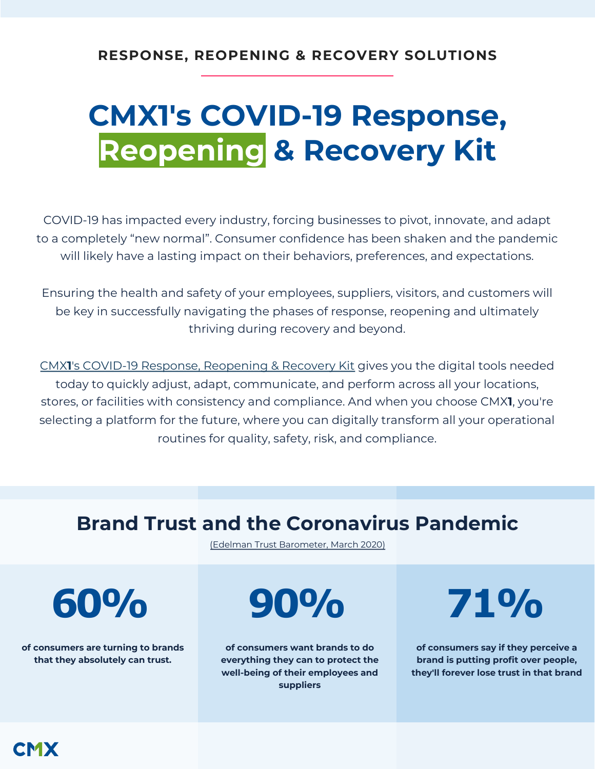RESPONSE, REOPENING & RECOVERY SOLUTIONS

# CMX1's COVID-19 Response, Reopening & Recovery Kit

COVID-19 has impacted every industry, forcing businesses to pivot, innovate, and adapt to a completely "new normal". Consumer confidence has been shaken and the pandemic will likely have a lasting impact on their behaviors, preferences, and expectations.

Ensuring the health and safety of your employees, suppliers, visitors, and customers will be key in successfully navigating the phases of response, reopening and ultimately thriving during recovery and beyond.

CMX**1**'s COVID-19 Response, Reopening & Recovery Kit gives you the digital tools needed today to quickly adjust, adapt, communicate, and perform across all your locations, stores, or facilities with consistency and compliance. And when you choose CMX**1**, you're selecting a platform for the future, where you can digitally transform all your operational routines for quality, safety, risk, and compliance.

## Brand Trust and the Coronavirus Pandemic

(Edelman Trust Barometer, March 2020)

**60%**

**of consumers are turning to brands that they absolutely can trust.**

**90%**

**of consumers want brands to do everything they can to protect the well-being of their employees and suppliers**

**71%**

**of consumers say if they perceive a brand is putting profit over people, they'll forever lose trust in that brand**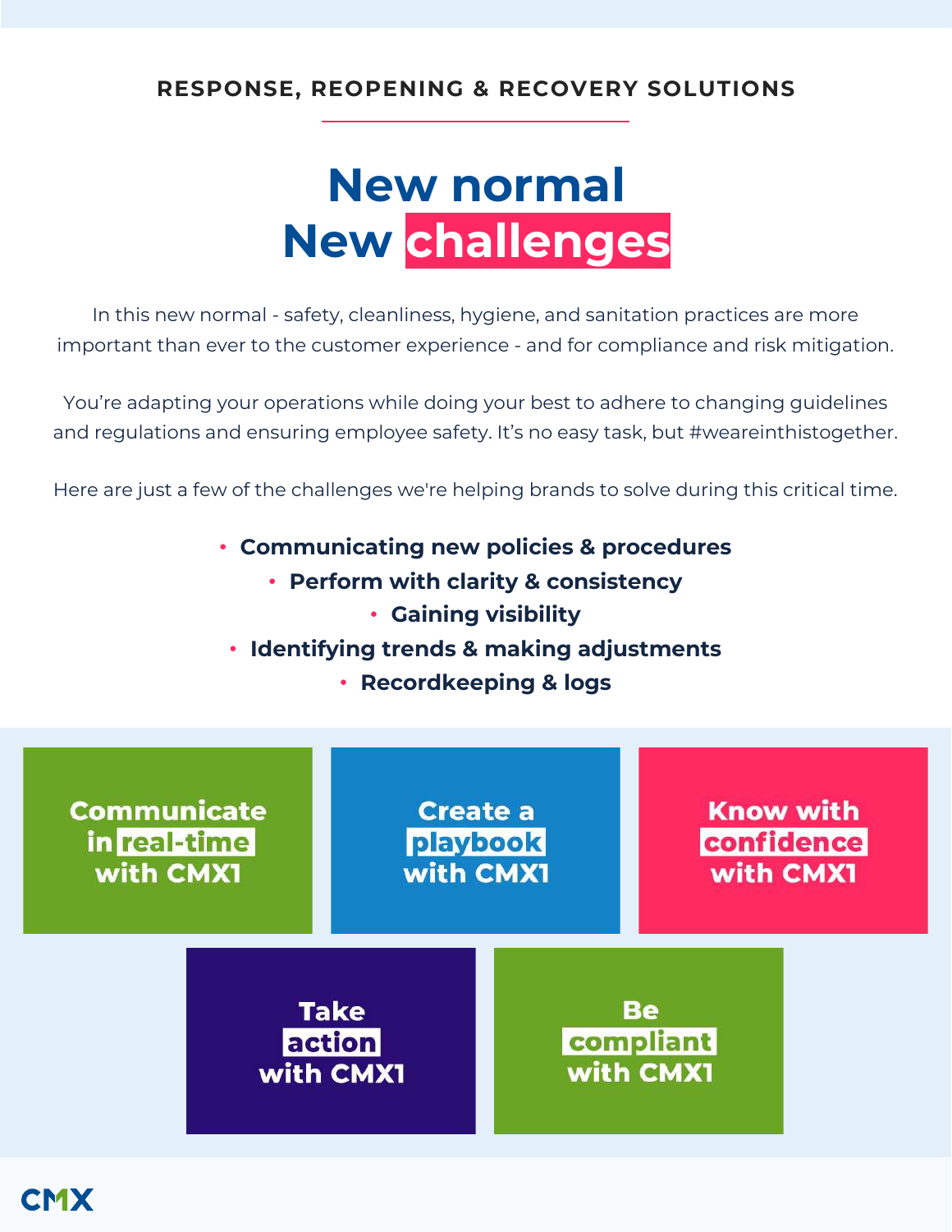RESPONSE, REOPENING & RECOVERY SOLUTIONS

# New normal
# New challenges

In this new normal - safety, cleanliness, hygiene, and sanitation practices are more important than ever to the customer experience - and for compliance and risk mitigation.

You're adapting your operations while doing your best to adhere to changing guidelines and regulations and ensuring employee safety. It's no easy task, but #weareinthistogether.

Here are just a few of the challenges we're helping brands to solve during this critical time.

- **Communicating new policies & procedures**
- **Perform with clarity & consistency**
- **Gaining visibility**
- **Identifying trends & making adjustments**
- **Recordkeeping & logs**

**Communicate in real-time with CMX1**

**Create a playbook with CMX1**

**Know with confidence with CMX1**

**Take action with CMX1**

**Be compliant with CMX1**

CMX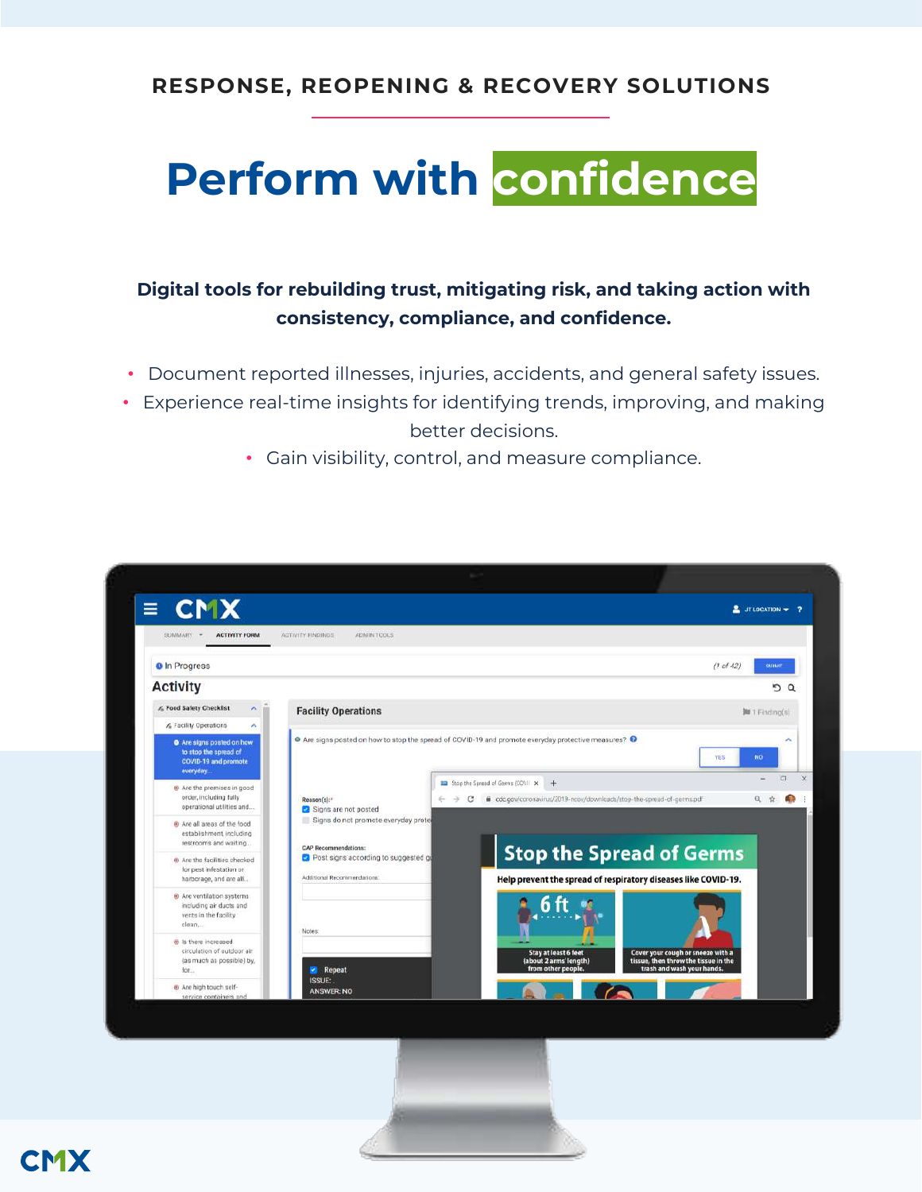RESPONSE, REOPENING & RECOVERY SOLUTIONS

# Perform with confidence

**Digital tools for rebuilding trust, mitigating risk, and taking action with consistency, compliance, and confidence.**

- Document reported illnesses, injuries, accidents, and general safety issues.
- Experience real-time insights for identifying trends, improving, and making better decisions.
- Gain visibility, control, and measure compliance.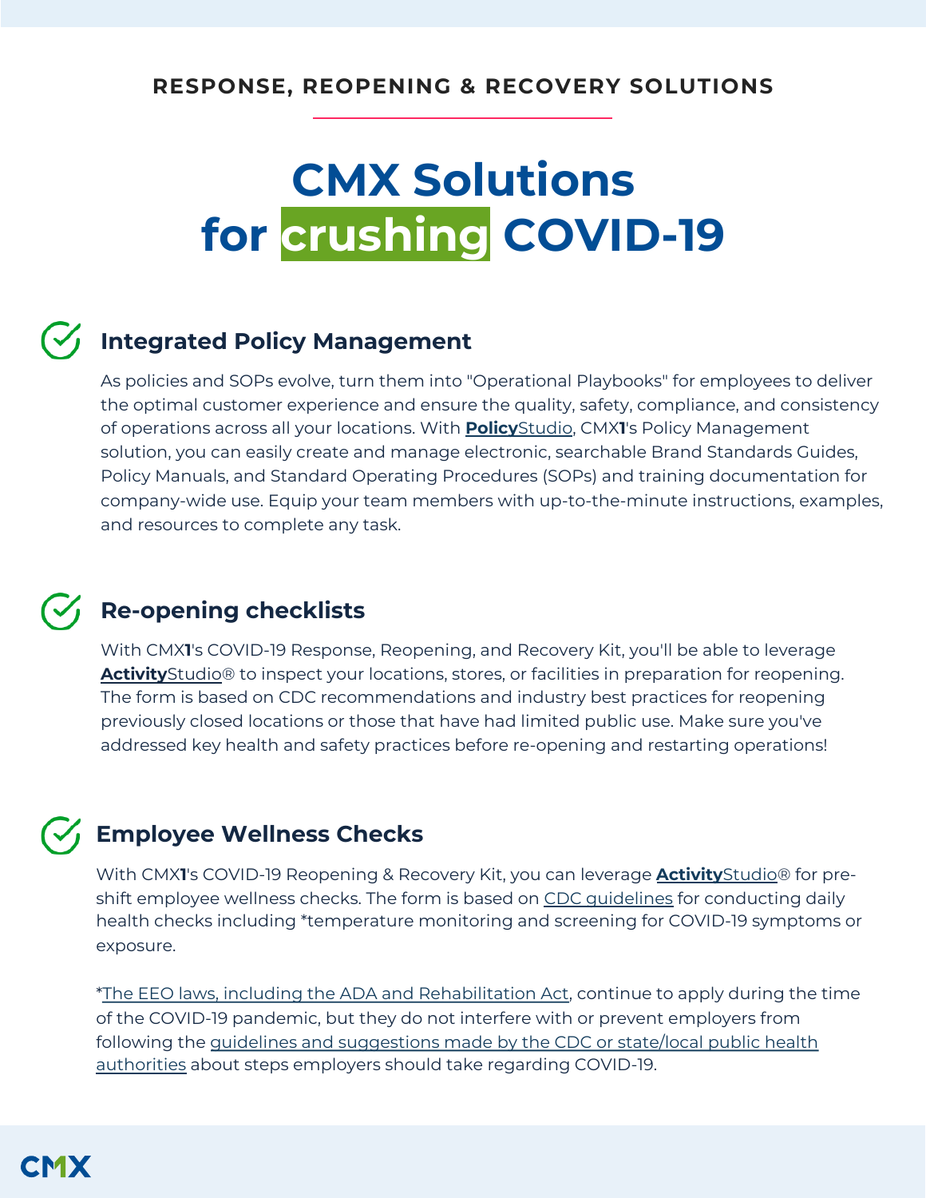RESPONSE, REOPENING & RECOVERY SOLUTIONS

# CMX Solutions for crushing COVID-19

## Integrated Policy Management

As policies and SOPs evolve, turn them into "Operational Playbooks" for employees to deliver the optimal customer experience and ensure the quality, safety, compliance, and consistency of operations across all your locations. With **Policy**Studio, CMX**1**'s Policy Management solution, you can easily create and manage electronic, searchable Brand Standards Guides, Policy Manuals, and Standard Operating Procedures (SOPs) and training documentation for company-wide use. Equip your team members with up-to-the-minute instructions, examples, and resources to complete any task.

## Re-opening checklists

With CMX**1**'s COVID-19 Response, Reopening, and Recovery Kit, you'll be able to leverage **Activity**Studio® to inspect your locations, stores, or facilities in preparation for reopening. The form is based on CDC recommendations and industry best practices for reopening previously closed locations or those that have had limited public use. Make sure you've addressed key health and safety practices before re-opening and restarting operations!

## Employee Wellness Checks

With CMX**1**'s COVID-19 Reopening & Recovery Kit, you can leverage **Activity**Studio® for pre-shift employee wellness checks. The form is based on CDC guidelines for conducting daily health checks including *temperature monitoring and screening for COVID-19 symptoms or exposure.

*The EEO laws, including the ADA and Rehabilitation Act, continue to apply during the time of the COVID-19 pandemic, but they do not interfere with or prevent employers from following the guidelines and suggestions made by the CDC or state/local public health authorities about steps employers should take regarding COVID-19.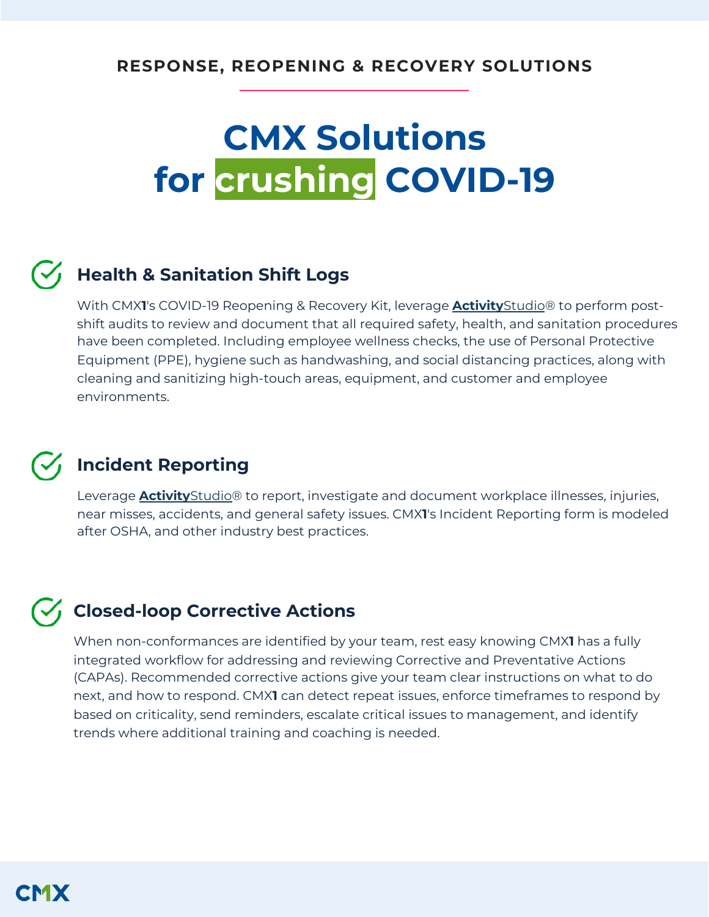RESPONSE, REOPENING & RECOVERY SOLUTIONS

# CMX Solutions for crushing COVID-19

## Health & Sanitation Shift Logs

With CMX**1**'s COVID-19 Reopening & Recovery Kit, leverage **Activity**Studio® to perform post-shift audits to review and document that all required safety, health, and sanitation procedures have been completed. Including employee wellness checks, the use of Personal Protective Equipment (PPE), hygiene such as handwashing, and social distancing practices, along with cleaning and sanitizing high-touch areas, equipment, and customer and employee environments.

## Incident Reporting

Leverage **Activity**Studio® to report, investigate and document workplace illnesses, injuries, near misses, accidents, and general safety issues. CMX**1**'s Incident Reporting form is modeled after OSHA, and other industry best practices.

## Closed-loop Corrective Actions

When non-conformances are identified by your team, rest easy knowing CMX**1** has a fully integrated workflow for addressing and reviewing Corrective and Preventative Actions (CAPAs). Recommended corrective actions give your team clear instructions on what to do next, and how to respond. CMX**1** can detect repeat issues, enforce timeframes to respond by based on criticality, send reminders, escalate critical issues to management, and identify trends where additional training and coaching is needed.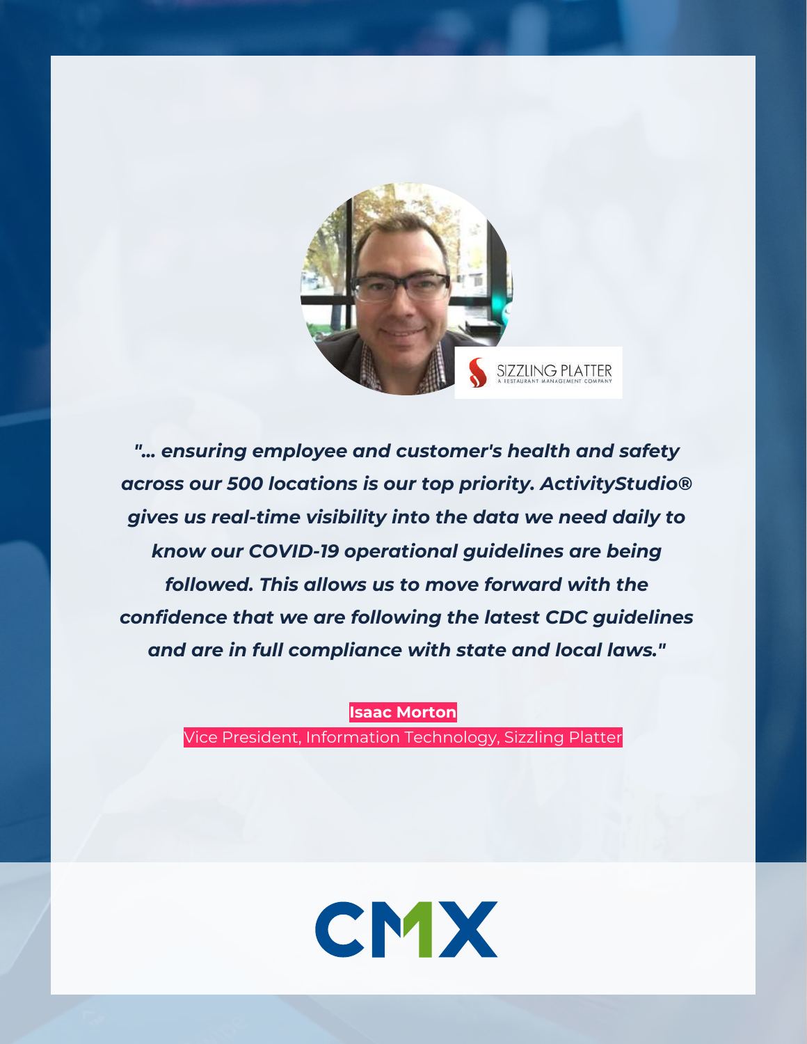SIZZLING PLATTER
A RESTAURANT MANAGEMENT COMPANY

***"... ensuring employee and customer's health and safety across our 500 locations is our top priority. ActivityStudio® gives us real-time visibility into the data we need daily to know our COVID-19 operational guidelines are being followed. This allows us to move forward with the confidence that we are following the latest CDC guidelines and are in full compliance with state and local laws."***

**Isaac Morton**

Vice President, Information Technology, Sizzling Platter

CMX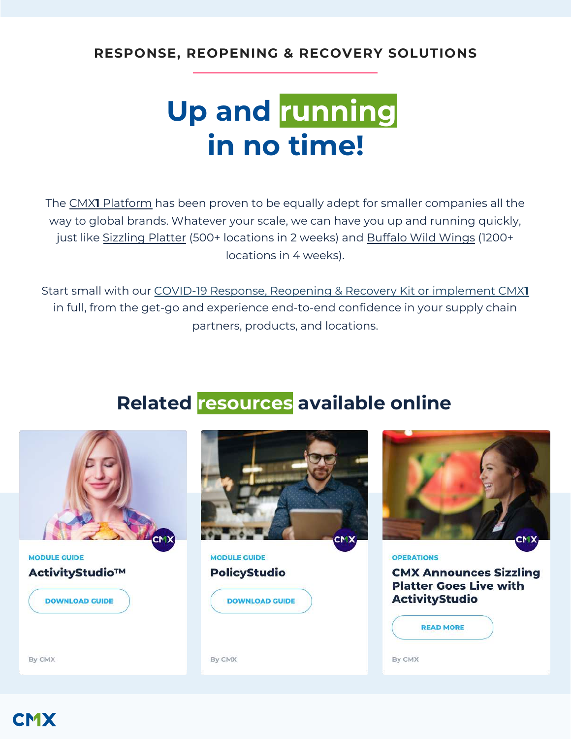RESPONSE, REOPENING & RECOVERY SOLUTIONS

# Up and running in no time!

The CMX**1** Platform has been proven to be equally adept for smaller companies all the way to global brands. Whatever your scale, we can have you up and running quickly, just like Sizzling Platter (500+ locations in 2 weeks) and Buffalo Wild Wings (1200+ locations in 4 weeks).

Start small with our COVID-19 Response, Reopening & Recovery Kit or implement CMX**1** in full, from the get-go and experience end-to-end confidence in your supply chain partners, products, and locations.

## Related resources available online

MODULE GUIDE

**ActivityStudio™**

DOWNLOAD GUIDE

By CMX

MODULE GUIDE

**PolicyStudio**

DOWNLOAD GUIDE

By CMX

OPERATIONS

**CMX Announces Sizzling Platter Goes Live with ActivityStudio**

READ MORE

By CMX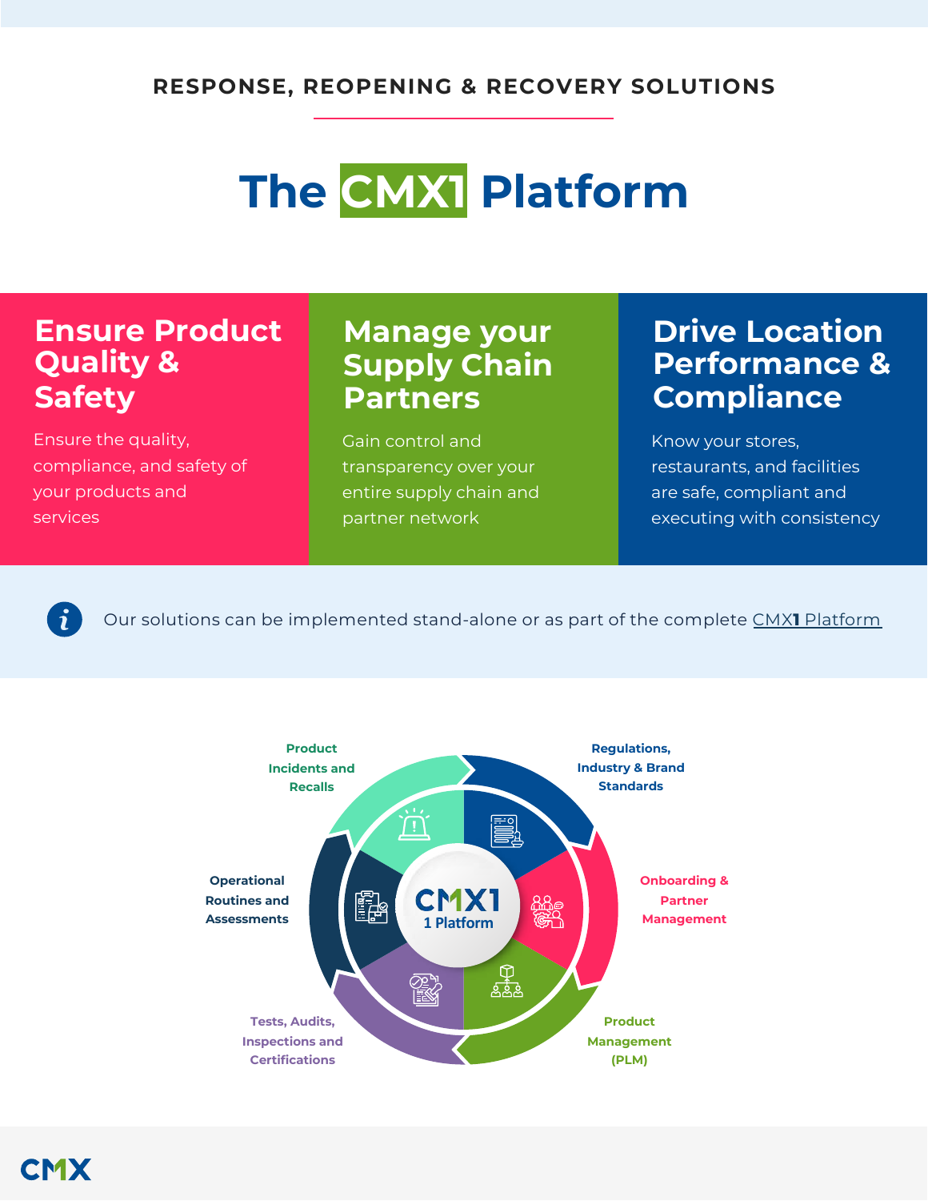RESPONSE, REOPENING & RECOVERY SOLUTIONS

# The CMX1 Platform

## Ensure Product Quality & Safety

Ensure the quality, compliance, and safety of your products and services

## Manage your Supply Chain Partners

Gain control and transparency over your entire supply chain and partner network

## Drive Location Performance & Compliance

Know your stores, restaurants, and facilities are safe, compliant and executing with consistency

Our solutions can be implemented stand-alone or as part of the complete CMX1 Platform

CMX1
1 Platform

- Product Incidents and Recalls
- Regulations, Industry & Brand Standards
- Onboarding & Partner Management
- Product Management (PLM)
- Tests, Audits, Inspections and Certifications
- Operational Routines and Assessments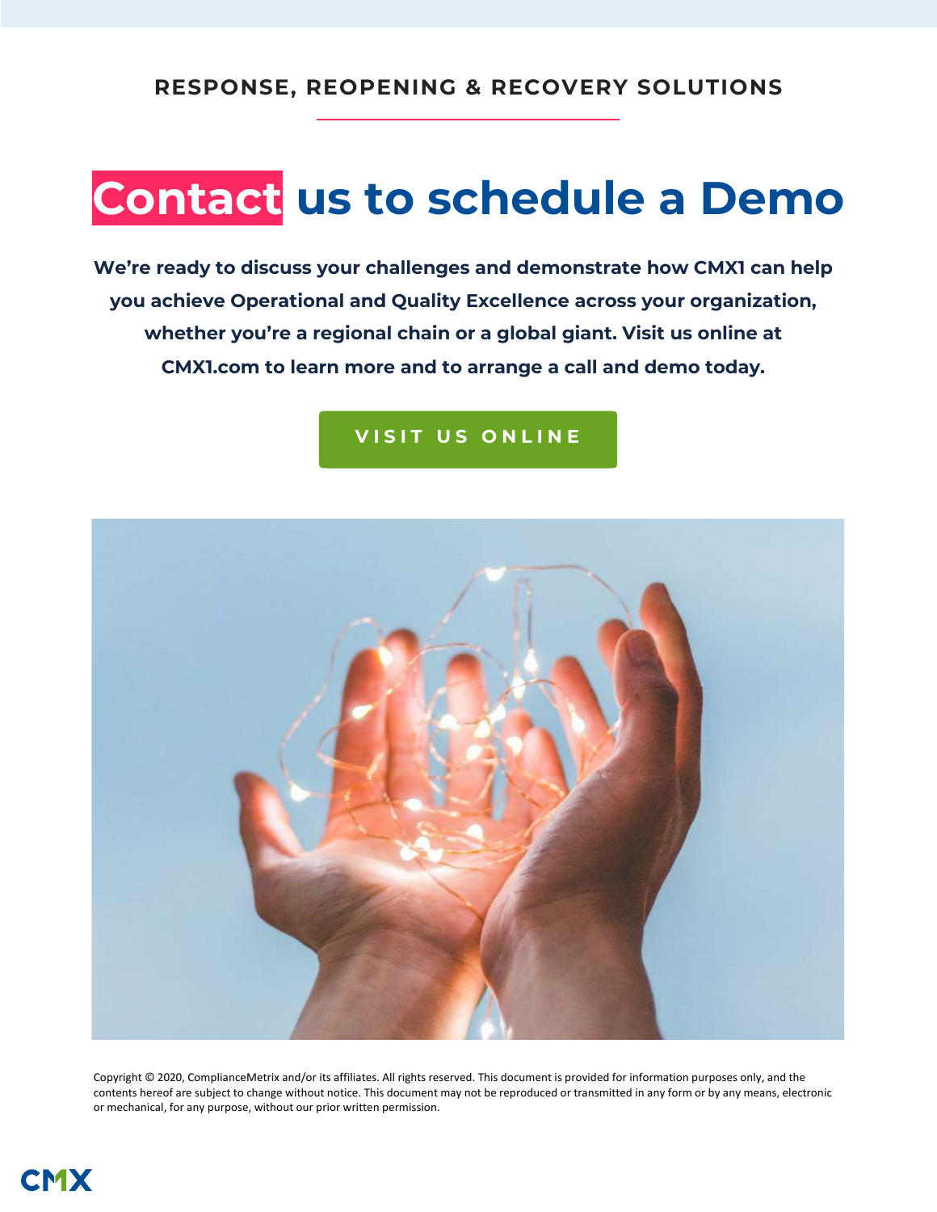RESPONSE, REOPENING & RECOVERY SOLUTIONS

# Contact us to schedule a Demo

**We're ready to discuss your challenges and demonstrate how CMX1 can help you achieve Operational and Quality Excellence across your organization, whether you're a regional chain or a global giant. Visit us online at CMX1.com to learn more and to arrange a call and demo today.**

VISIT US ONLINE

Copyright © 2020, ComplianceMetrix and/or its affiliates. All rights reserved. This document is provided for information purposes only, and the contents hereof are subject to change without notice. This document may not be reproduced or transmitted in any form or by any means, electronic or mechanical, for any purpose, without our prior written permission.

CMX